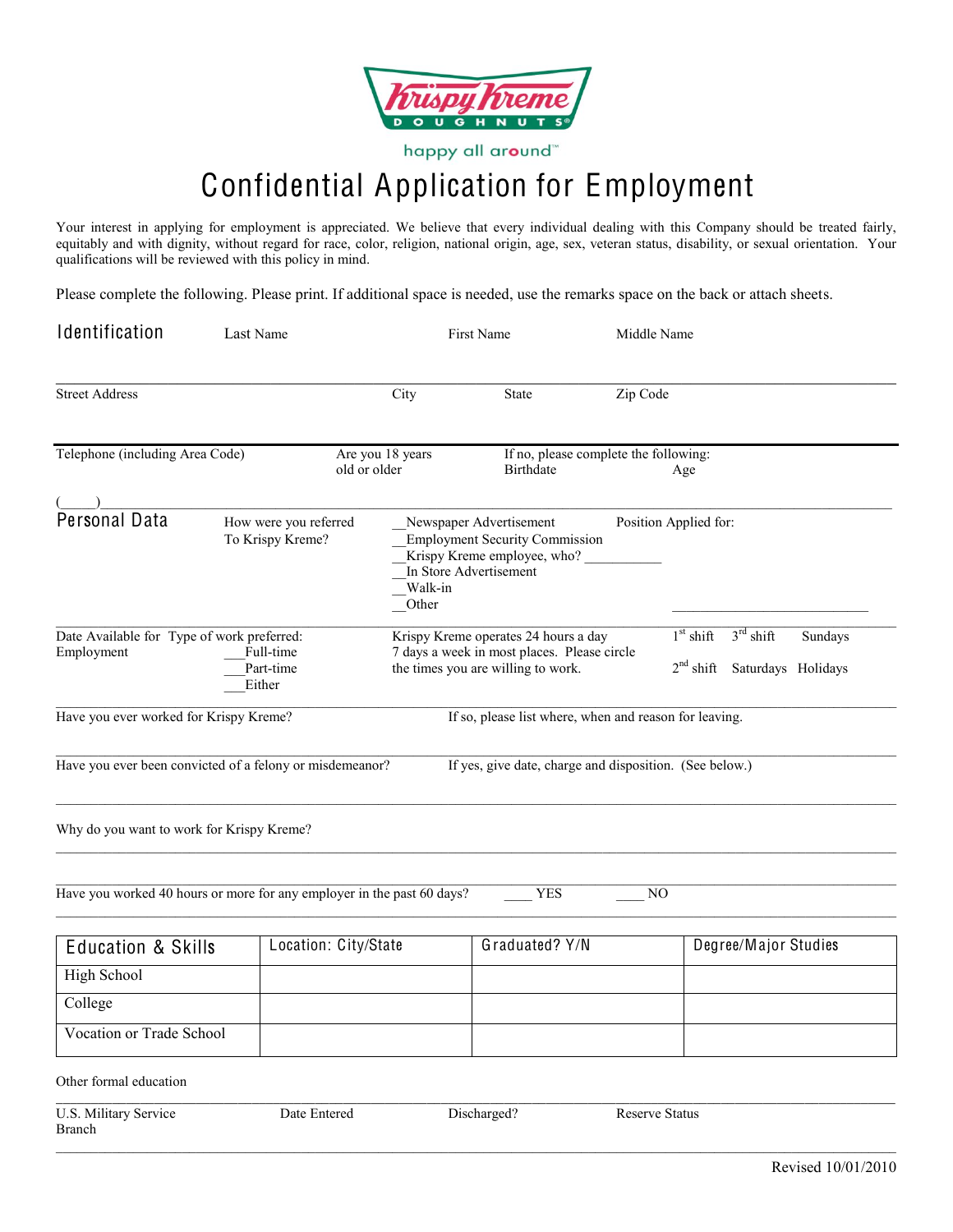Krispy Kreme DOUGHNUTS

happy all around™

# Confidential Application for Employment

Your interest in applying for employment is appreciated. We believe that every individual dealing with this Company should be treated fairly, equitably and with dignity, without regard for race, color, religion, national origin, age, sex, veteran status, disability, or sexual orientation. Your qualifications will be reviewed with this policy in mind.

Please complete the following. Please print. If additional space is needed, use the remarks space on the back or attach sheets.

## Identification

Last Name | First Name | Middle Name

Street Address | City | State | Zip Code

Telephone (including Area Code) | Are you 18 years old or older | If no, please complete the following: Birthdate | Age

(____)____________________________________________

## Personal Data

How were you referred To Krispy Kreme?

- __Newspaper Advertisement
- __Employment Security Commission
- __Krispy Kreme employee, who? ___________
- __In Store Advertisement
- __Walk-in
- __Other

Position Applied for: ___________________________

Date Available for Employment

Type of work preferred:
- ___Full-time
- ___Part-time
- ___Either

Krispy Kreme operates 24 hours a day 7 days a week in most places. Please circle the times you are willing to work.

1st shift | 3rd shift | Sundays
2nd shift | Saturdays | Holidays

Have you ever worked for Krispy Kreme? | If so, please list where, when and reason for leaving.

Have you ever been convicted of a felony or misdemeanor? | If yes, give date, charge and disposition. (See below.)

Why do you want to work for Krispy Kreme?

Have you worked 40 hours or more for any employer in the past 60 days? ____ YES ____ NO

| Education & Skills | Location: City/State | Graduated? Y/N | Degree/Major Studies |
|---|---|---|---|
| High School | | | |
| College | | | |
| Vocation or Trade School | | | |

Other formal education

U.S. Military Service Branch | Date Entered | Discharged? | Reserve Status

Revised 10/01/2010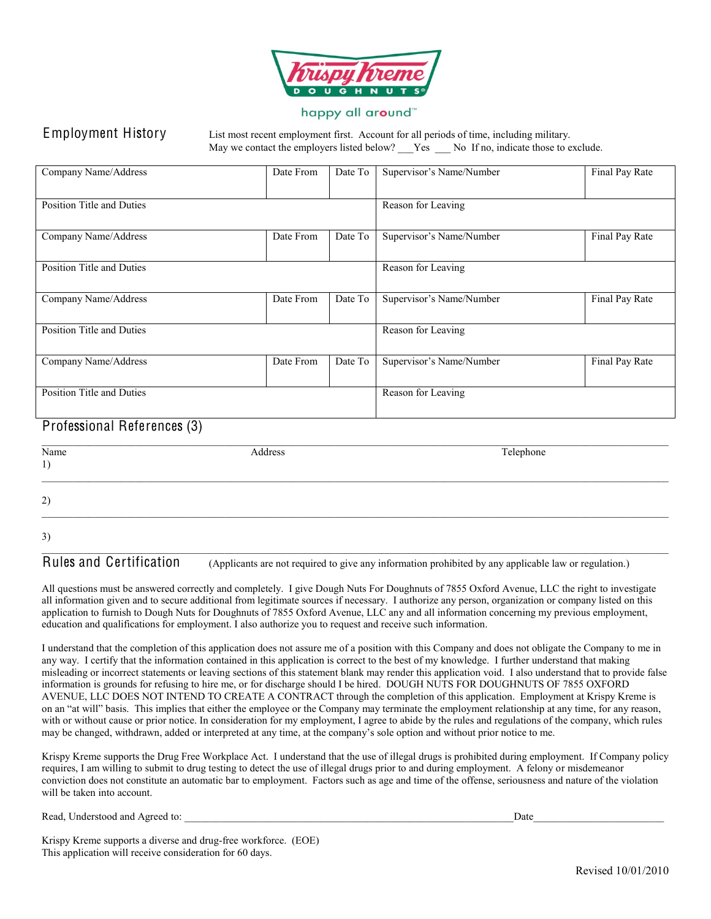Krispy Kreme DOUGHNUTS

happy all around™

## Employment History

List most recent employment first. Account for all periods of time, including military.
May we contact the employers listed below? ___Yes ___ No If no, indicate those to exclude.

| Company Name/Address | Date From | Date To | Supervisor's Name/Number | Final Pay Rate |
|---|---|---|---|---|
| Position Title and Duties | | | Reason for Leaving | |
| Company Name/Address | Date From | Date To | Supervisor's Name/Number | Final Pay Rate |
| Position Title and Duties | | | Reason for Leaving | |
| Company Name/Address | Date From | Date To | Supervisor's Name/Number | Final Pay Rate |
| Position Title and Duties | | | Reason for Leaving | |
| Company Name/Address | Date From | Date To | Supervisor's Name/Number | Final Pay Rate |
| Position Title and Duties | | | Reason for Leaving | |

## Professional References (3)

| Name | Address | Telephone |
|---|---|---|
| 1) | | |
| 2) | | |
| 3) | | |

## Rules and Certification

(Applicants are not required to give any information prohibited by any applicable law or regulation.)

All questions must be answered correctly and completely. I give Dough Nuts For Doughnuts of 7855 Oxford Avenue, LLC the right to investigate all information given and to secure additional from legitimate sources if necessary. I authorize any person, organization or company listed on this application to furnish to Dough Nuts for Doughnuts of 7855 Oxford Avenue, LLC any and all information concerning my previous employment, education and qualifications for employment. I also authorize you to request and receive such information.

I understand that the completion of this application does not assure me of a position with this Company and does not obligate the Company to me in any way. I certify that the information contained in this application is correct to the best of my knowledge. I further understand that making misleading or incorrect statements or leaving sections of this statement blank may render this application void. I also understand that to provide false information is grounds for refusing to hire me, or for discharge should I be hired. DOUGH NUTS FOR DOUGHNUTS OF 7855 OXFORD AVENUE, LLC DOES NOT INTEND TO CREATE A CONTRACT through the completion of this application. Employment at Krispy Kreme is on an "at will" basis. This implies that either the employee or the Company may terminate the employment relationship at any time, for any reason, with or without cause or prior notice. In consideration for my employment, I agree to abide by the rules and regulations of the company, which rules may be changed, withdrawn, added or interpreted at any time, at the company's sole option and without prior notice to me.

Krispy Kreme supports the Drug Free Workplace Act. I understand that the use of illegal drugs is prohibited during employment. If Company policy requires, I am willing to submit to drug testing to detect the use of illegal drugs prior to and during employment. A felony or misdemeanor conviction does not constitute an automatic bar to employment. Factors such as age and time of the offense, seriousness and nature of the violation will be taken into account.

Read, Understood and Agreed to: ______________________________________________ Date____________________

Krispy Kreme supports a diverse and drug-free workforce. (EOE)
This application will receive consideration for 60 days.

Revised 10/01/2010